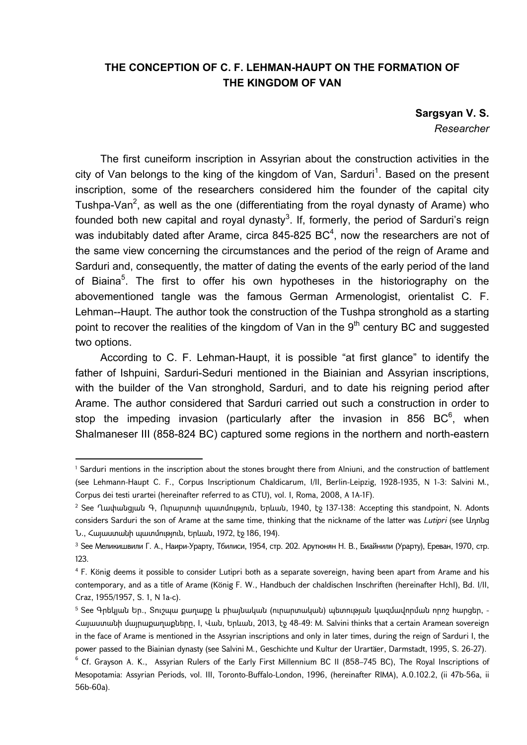# THE CONCEPTION OF C. F. LEHMAN-HAUPT ON THE FORMATION OF THE KINGDOM OF VAN

**Sargsyan V. S.**
*Researcher*

The first cuneiform inscription in Assyrian about the construction activities in the city of Van belongs to the king of the kingdom of Van, Sarduri[1]. Based on the present inscription, some of the researchers considered him the founder of the capital city Tushpa-Van[2], as well as the one (differentiating from the royal dynasty of Arame) who founded both new capital and royal dynasty[3]. If, formerly, the period of Sarduri's reign was indubitably dated after Arame, circa 845-825 BC[4], now the researchers are not of the same view concerning the circumstances and the period of the reign of Arame and Sarduri and, consequently, the matter of dating the events of the early period of the land of Biaina[5]. The first to offer his own hypotheses in the historiography on the abovementioned tangle was the famous German Armenologist, orientalist C. F. Lehman--Haupt. The author took the construction of the Tushpa stronghold as a starting point to recover the realities of the kingdom of Van in the 9th century BC and suggested two options.

According to C. F. Lehman-Haupt, it is possible "at first glance" to identify the father of Ishpuini, Sarduri-Seduri mentioned in the Biainian and Assyrian inscriptions, with the builder of the Van stronghold, Sarduri, and to date his reigning period after Arame. The author considered that Sarduri carried out such a construction in order to stop the impeding invasion (particularly after the invasion in 856 BC[6], when Shalmaneser III (858-824 BC) captured some regions in the northern and north-eastern

---

[1] Sarduri mentions in the inscription about the stones brought there from Alniuni, and the construction of battlement (see Lehmann-Haupt C. F., Corpus Inscriptionum Chaldicarum, I/II, Berlin-Leipzig, 1928-1935, N 1-3: Salvini M., Corpus dei testi urartei (hereinafter referred to as CTU), vol. I, Roma, 2008, A 1A-1F).

[2] See Ղափանցյան Գ, Ուրարտուի պատմություն, Երևան, 1940, էջ 137-138: Accepting this standpoint, N. Adonts considers Sarduri the son of Arame at the same time, thinking that the nickname of the latter was *Lutipri* (see Ադոնց Ն., Հայաստանի պատմություն, Երևան, 1972, էջ 186, 194).

[3] See Меликишвили Г. А., Наири-Урарту, Тбилиси, 1954, стр. 202. Арутюнян Н. В., Биайнили (Урарту), Ереван, 1970, стр. 123.

[4] F. König deems it possible to consider Lutipri both as a separate sovereign, having been apart from Arame and his contemporary, and as a title of Arame (König F. W., Handbuch der chaldischen Inschriften (hereinafter HchI), Bd. I/II, Craz, 1955/1957, S. 1, N 1a-c).

[5] See Գրեկյան Եր., Տուշպա քաղաքը և բիայնական (ուրարտական) պետության կազմավորման որոշ հարցեր, - Հայաստանի մայրաքաղաքները, I, Վան, Երևան, 2013, էջ 48-49: M. Salvini thinks that a certain Aramean sovereign in the face of Arame is mentioned in the Assyrian inscriptions and only in later times, during the reign of Sarduri I, the power passed to the Biainian dynasty (see Salvini M., Geschichte und Kultur der Urartäer, Darmstadt, 1995, S. 26-27).

[6] Cf. Grayson A. K., Assyrian Rulers of the Early First Millennium BC II (858–745 BC), The Royal Inscriptions of Mesopotamia: Assyrian Periods, vol. III, Toronto-Buffalo-London, 1996, (hereinafter RIMA), A.0.102.2, (ii 47b-56a, ii 56b-60a).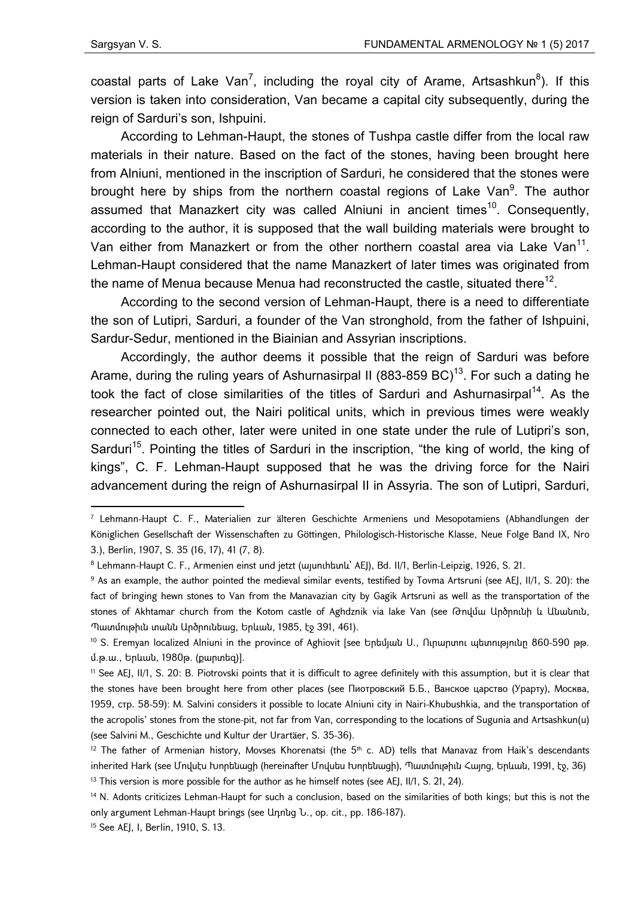coastal parts of Lake Van[7], including the royal city of Arame, Artsashkun[8]). If this version is taken into consideration, Van became a capital city subsequently, during the reign of Sarduri's son, Ishpuini.

According to Lehman-Haupt, the stones of Tushpa castle differ from the local raw materials in their nature. Based on the fact of the stones, having been brought here from Alniuni, mentioned in the inscription of Sarduri, he considered that the stones were brought here by ships from the northern coastal regions of Lake Van[9]. The author assumed that Manazkert city was called Alniuni in ancient times[10]. Consequently, according to the author, it is supposed that the wall building materials were brought to Van either from Manazkert or from the other northern coastal area via Lake Van[11]. Lehman-Haupt considered that the name Manazkert of later times was originated from the name of Menua because Menua had reconstructed the castle, situated there[12].

According to the second version of Lehman-Haupt, there is a need to differentiate the son of Lutipri, Sarduri, a founder of the Van stronghold, from the father of Ishpuini, Sardur-Sedur, mentioned in the Biainian and Assyrian inscriptions.

Accordingly, the author deems it possible that the reign of Sarduri was before Arame, during the ruling years of Ashurnasirpal II (883-859 BC)[13]. For such a dating he took the fact of close similarities of the titles of Sarduri and Ashurnasirpal[14]. As the researcher pointed out, the Nairi political units, which in previous times were weakly connected to each other, later were united in one state under the rule of Lutipri's son, Sarduri[15]. Pointing the titles of Sarduri in the inscription, "the king of world, the king of kings", C. F. Lehman-Haupt supposed that he was the driving force for the Nairi advancement during the reign of Ashurnasirpal II in Assyria. The son of Lutipri, Sarduri,

---

[7] Lehmann-Haupt C. F., Materialien zur älteren Geschichte Armeniens und Mesopotamiens (Abhandlungen der Königlichen Gesellschaft der Wissenschaften zu Göttingen, Philologisch-Historische Klasse, Neue Folge Band IX, Nro 3.), Berlin, 1907, S. 35 (16, 17), 41 (7, 8).

[8] Lehmann-Haupt C. F., Armenien einst und jetzt (այսուհետև՝ AEJ), Bd. II/1, Berlin-Leipzig, 1926, S. 21.

[9] As an example, the author pointed the medieval similar events, testified by Tovma Artsruni (see AEJ, II/1, S. 20): the fact of bringing hewn stones to Van from the Manavazian city by Gagik Artsruni as well as the transportation of the stones of Akhtamar church from the Kotom castle of Aghdznik via lake Van (see Թովմա Արծրունի և Անանուն, Պատմություն տանն Արծրունեաց, Երևան, 1985, էջ 391, 461).

[10] S. Eremyan localized Alniuni in the province of Aghiovit [see Երեմյան Ս., Ուրարտու պետությունը 860-590 թթ. մ.թ.ա., Երևան, 1980թ. (քարտեզ)].

[11] See AEJ, II/1, S. 20: B. Piotrovski points that it is difficult to agree definitely with this assumption, but it is clear that the stones have been brought here from other places (see Пиотровский Б.Б., Ванское царство (Урарту), Москва, 1959, стр. 58-59): M. Salvini considers it possible to locate Alniuni city in Nairi-Khubushkia, and the transportation of the acropolis' stones from the stone-pit, not far from Van, corresponding to the locations of Sugunia and Artsashkun(u) (see Salvini M., Geschichte und Kultur der Urartäer, S. 35-36).

[12] The father of Armenian history, Movses Khorenatsi (the 5[th] c. AD) tells that Manavaz from Haik's descendants inherited Hark (see Մովսէս Խորենացի (hereinafter Մովսես Խորենացի), Պատմութիւն Հայոց, Երևան, 1991, էջ, 36)

[13] This version is more possible for the author as he himself notes (see AEJ, II/1, S. 21, 24).

[14] N. Adonts criticizes Lehman-Haupt for such a conclusion, based on the similarities of both kings; but this is not the only argument Lehman-Haupt brings (see Ադոնց Ն., op. cit., pp. 186-187).

[15] See AEJ, I, Berlin, 1910, S. 13.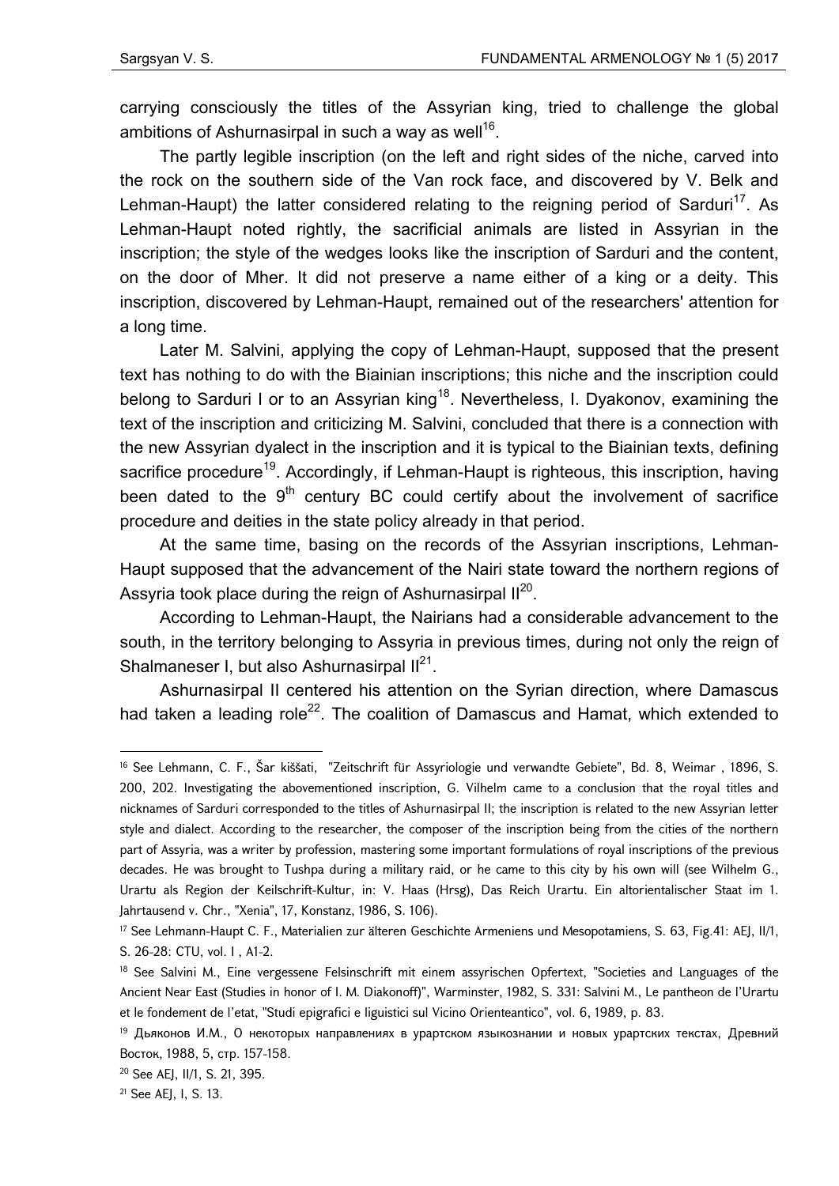carrying consciously the titles of the Assyrian king, tried to challenge the global ambitions of Ashurnasirpal in such a way as well[16].

The partly legible inscription (on the left and right sides of the niche, carved into the rock on the southern side of the Van rock face, and discovered by V. Belk and Lehman-Haupt) the latter considered relating to the reigning period of Sarduri[17]. As Lehman-Haupt noted rightly, the sacrificial animals are listed in Assyrian in the inscription; the style of the wedges looks like the inscription of Sarduri and the content, on the door of Mher. It did not preserve a name either of a king or a deity. This inscription, discovered by Lehman-Haupt, remained out of the researchers' attention for a long time.

Later M. Salvini, applying the copy of Lehman-Haupt, supposed that the present text has nothing to do with the Biainian inscriptions; this niche and the inscription could belong to Sarduri I or to an Assyrian king[18]. Nevertheless, I. Dyakonov, examining the text of the inscription and criticizing M. Salvini, concluded that there is a connection with the new Assyrian dyalect in the inscription and it is typical to the Biainian texts, defining sacrifice procedure[19]. Accordingly, if Lehman-Haupt is righteous, this inscription, having been dated to the 9[th] century BC could certify about the involvement of sacrifice procedure and deities in the state policy already in that period.

At the same time, basing on the records of the Assyrian inscriptions, Lehman-Haupt supposed that the advancement of the Nairi state toward the northern regions of Assyria took place during the reign of Ashurnasirpal II[20].

According to Lehman-Haupt, the Nairians had a considerable advancement to the south, in the territory belonging to Assyria in previous times, during not only the reign of Shalmaneser I, but also Ashurnasirpal II[21].

Ashurnasirpal II centered his attention on the Syrian direction, where Damascus had taken a leading role[22]. The coalition of Damascus and Hamat, which extended to

---

[16] See Lehmann, C. F., Šar kiššati, "Zeitschrift für Assyriologie und verwandte Gebiete", Bd. 8, Weimar , 1896, S. 200, 202. Investigating the abovementioned inscription, G. Vilhelm came to a conclusion that the royal titles and nicknames of Sarduri corresponded to the titles of Ashurnasirpal II; the inscription is related to the new Assyrian letter style and dialect. According to the researcher, the composer of the inscription being from the cities of the northern part of Assyria, was a writer by profession, mastering some important formulations of royal inscriptions of the previous decades. He was brought to Tushpa during a military raid, or he came to this city by his own will (see Wilhelm G., Urartu als Region der Keilschrift-Kultur, in: V. Haas (Hrsg), Das Reich Urartu. Ein altorientalischer Staat im 1. Jahrtausend v. Chr., "Xenia", 17, Konstanz, 1986, S. 106).

[17] See Lehmann-Haupt C. F., Materialien zur älteren Geschichte Armeniens und Mesopotamiens, S. 63, Fig.41: AEJ, II/1, S. 26-28: CTU, vol. I , A1-2.

[18] See Salvini M., Eine vergessene Felsinschrift mit einem assyrischen Opfertext, "Societies and Languages of the Ancient Near East (Studies in honor of I. M. Diakonoff)", Warminster, 1982, S. 331: Salvini M., Le pantheon de l'Urartu et le fondement de l'etat, "Studi epigrafici e liguistici sul Vicino Orienteantico", vol. 6, 1989, p. 83.

[19] Дьяконов И.М., О некоторых направлениях в урартском языкознании и новых урартских текстах, Древний Восток, 1988, 5, стр. 157-158.

[20] See AEJ, II/1, S. 21, 395.

[21] See AEJ, I, S. 13.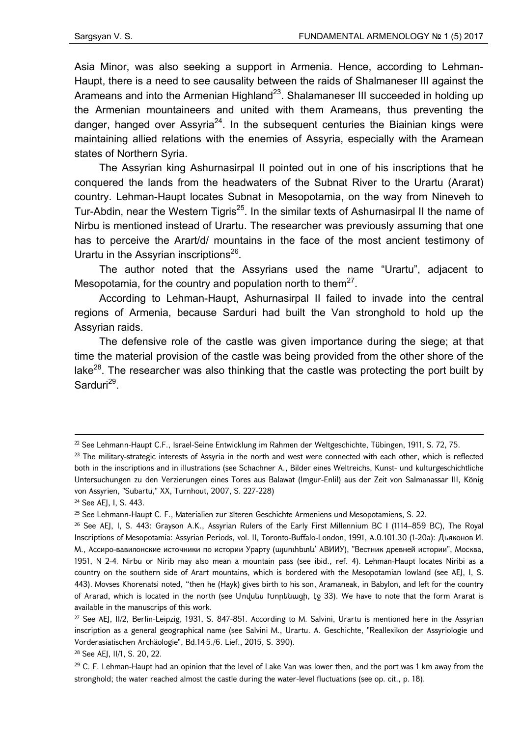Asia Minor, was also seeking a support in Armenia. Hence, according to Lehman-Haupt, there is a need to see causality between the raids of Shalmaneser III against the Arameans and into the Armenian Highland[23]. Shalamaneser III succeeded in holding up the Armenian mountaineers and united with them Arameans, thus preventing the danger, hanged over Assyria[24]. In the subsequent centuries the Biainian kings were maintaining allied relations with the enemies of Assyria, especially with the Aramean states of Northern Syria.

The Assyrian king Ashurnasirpal II pointed out in one of his inscriptions that he conquered the lands from the headwaters of the Subnat River to the Urartu (Ararat) country. Lehman-Haupt locates Subnat in Mesopotamia, on the way from Nineveh to Tur-Abdin, near the Western Tigris[25]. In the similar texts of Ashurnasirpal II the name of Nirbu is mentioned instead of Urartu. The researcher was previously assuming that one has to perceive the Arart/d/ mountains in the face of the most ancient testimony of Urartu in the Assyrian inscriptions[26].

The author noted that the Assyrians used the name "Urartu", adjacent to Mesopotamia, for the country and population north to them[27].

According to Lehman-Haupt, Ashurnasirpal II failed to invade into the central regions of Armenia, because Sarduri had built the Van stronghold to hold up the Assyrian raids.

The defensive role of the castle was given importance during the siege; at that time the material provision of the castle was being provided from the other shore of the lake[28]. The researcher was also thinking that the castle was protecting the port built by Sarduri[29].

---

[22] See Lehmann-Haupt C.F., Israel-Seine Entwicklung im Rahmen der Weltgeschichte, Tübingen, 1911, S. 72, 75.

[23] The military-strategic interests of Assyria in the north and west were connected with each other, which is reflected both in the inscriptions and in illustrations (see Schachner A., Bilder eines Weltreichs, Kunst- und kulturgeschichtliche Untersuchungen zu den Verzierungen eines Tores aus Balawat (Imgur-Enlil) aus der Zeit von Salmanassar III, König von Assyrien, "Subartu," XX, Turnhout, 2007, S. 227-228)

[24] See AEJ, I, S. 443.

[25] See Lehmann-Haupt C. F., Materialien zur älteren Geschichte Armeniens und Mesopotamiens, S. 22.

[26] See AEJ, I, S. 443: Grayson A.K., Assyrian Rulers of the Early First Millennium BC I (1114–859 BC), The Royal Inscriptions of Mesopotamia: Assyrian Periods, vol. II, Toronto-Buffalo-London, 1991, A.0.101.30 (1-20a): Дьяконов И. М., Ассиро-вавилонские источники по истории Урарту (այսուհետև՝ АВИИУ), "Вестник древней истории", Москва, 1951, N 2-4. Nirbu or Nirib may also mean a mountain pass (see ibid., ref. 4). Lehman-Haupt locates Niribi as a country on the southern side of Arart mountains, which is bordered with the Mesopotamian lowland (see AEJ, I, S. 443). Movses Khorenatsi noted, "then he (Hayk) gives birth to his son, Aramaneak, in Babylon, and left for the country of Ararad, which is located in the north (see Մովսես Խորենացի, էջ 33). We have to note that the form Ararat is available in the manuscrips of this work.

[27] See AEJ, II/2, Berlin-Leipzig, 1931, S. 847-851. According to M. Salvini, Urartu is mentioned here in the Assyrian inscription as a general geographical name (see Salvini M., Urartu. A. Geschichte, "Reallexikon der Assyriologie und Vorderasiatischen Archäologie", Bd.14·5./6. Lief., 2015, S. 390).

[28] See AEJ, II/1, S. 20, 22.

[29] C. F. Lehman-Haupt had an opinion that the level of Lake Van was lower then, and the port was 1 km away from the stronghold; the water reached almost the castle during the water-level fluctuations (see op. cit., p. 18).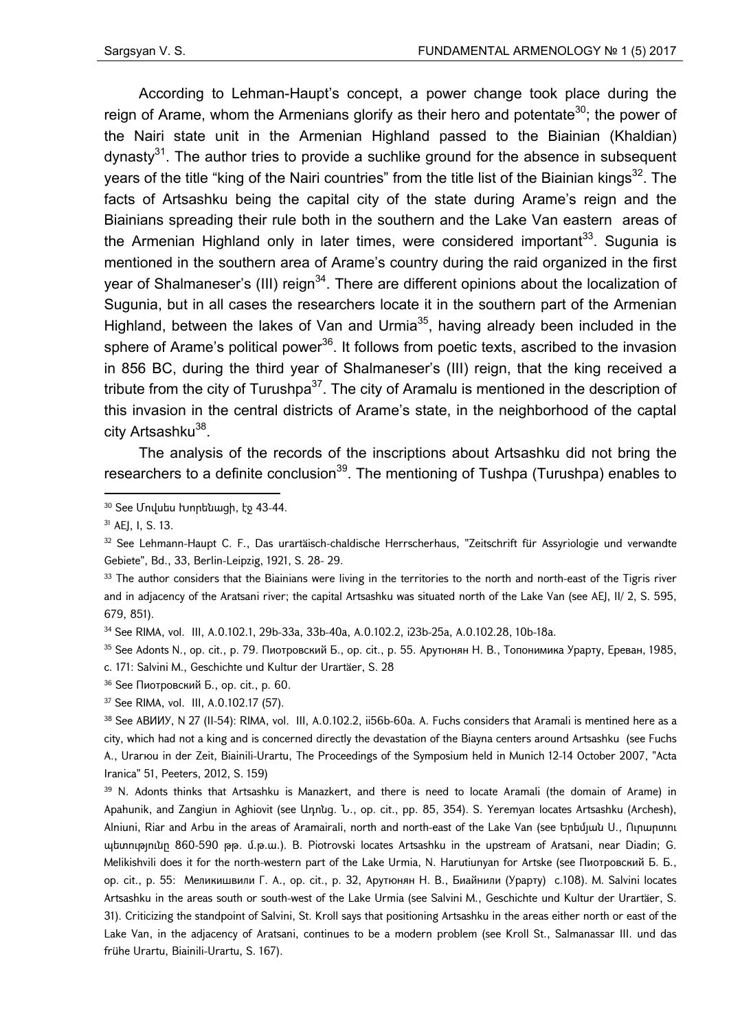According to Lehman-Haupt's concept, a power change took place during the reign of Arame, whom the Armenians glorify as their hero and potentate[30]; the power of the Nairi state unit in the Armenian Highland passed to the Biainian (Khaldian) dynasty[31]. The author tries to provide a suchlike ground for the absence in subsequent years of the title "king of the Nairi countries" from the title list of the Biainian kings[32]. The facts of Artsashku being the capital city of the state during Arame's reign and the Biainians spreading their rule both in the southern and the Lake Van eastern areas of the Armenian Highland only in later times, were considered important[33]. Sugunia is mentioned in the southern area of Arame's country during the raid organized in the first year of Shalmaneser's (III) reign[34]. There are different opinions about the localization of Sugunia, but in all cases the researchers locate it in the southern part of the Armenian Highland, between the lakes of Van and Urmia[35], having already been included in the sphere of Arame's political power[36]. It follows from poetic texts, ascribed to the invasion in 856 BC, during the third year of Shalmaneser's (III) reign, that the king received a tribute from the city of Turushpa[37]. The city of Aramalu is mentioned in the description of this invasion in the central districts of Arame's state, in the neighborhood of the captal city Artsashku[38].

The analysis of the records of the inscriptions about Artsashku did not bring the researchers to a definite conclusion[39]. The mentioning of Tushpa (Turushpa) enables to

---

[30] See Մովսես Խորենացի, էջ 43-44.

[31] AEJ, I, S. 13.

[32] See Lehmann-Haupt C. F., Das urartäisch-chaldische Herrscherhaus, "Zeitschrift für Assyriologie und verwandte Gebiete", Bd., 33, Berlin-Leipzig, 1921, S. 28- 29.

[33] The author considers that the Biainians were living in the territories to the north and north-east of the Tigris river and in adjacency of the Aratsani river; the capital Artsashku was situated north of the Lake Van (see AEJ, II/ 2, S. 595, 679, 851).

[34] See RIMA, vol. III, A.0.102.1, 29b-33a, 33b-40a, A.0.102.2, i23b-25a, A.0.102.28, 10b-18a.

[35] See Adonts N., op. cit., p. 79. Пиотровский Б., op. cit., p. 55. Арутюнян Н. В., Топонимика Урарту, Ереван, 1985, с. 171: Salvini M., Geschichte und Kultur der Urartäer, S. 28

[36] See Пиотровский Б., op. cit., p. 60.

[37] See RIMA, vol. III, A.0.102.17 (57).

[38] See АВИИУ, N 27 (II-54): RIMA, vol. III, A.0.102.2, ii56b-60a. A. Fuchs considers that Aramali is mentined here as a city, which had not a king and is concerned directly the devastation of the Biayna centers around Artsashku (see Fuchs A., Urarюu in der Zeit, Biainili-Urartu, The Proceedings of the Symposium held in Munich 12-14 October 2007, "Acta Iranica" 51, Peeters, 2012, S. 159)

[39] N. Adonts thinks that Artsashku is Manazkert, and there is need to locate Aramali (the domain of Arame) in Apahunik, and Zangiun in Aghiovit (see Ադոնց. Ն., op. cit., pp. 85, 354). S. Yeremyan locates Artsashku (Archesh), Alniuni, Riar and Arbu in the areas of Aramairali, north and north-east of the Lake Van (see Երեմյան Ս., Ուրարտու պետությունը 860-590 թթ. մ.թ.ա.). B. Piotrovski locates Artsashku in the upstream of Aratsani, near Diadin; G. Melikishvili does it for the north-western part of the Lake Urmia, N. Harutiunyan for Artske (see Пиотровский Б. Б., op. cit., p. 55: Меликишвили Г. А., op. cit., p. 32, Арутюнян Н. В., Биайнили (Урарту) с.108). M. Salvini locates Artsashku in the areas south or south-west of the Lake Urmia (see Salvini M., Geschichte und Kultur der Urartäer, S. 31). Criticizing the standpoint of Salvini, St. Kroll says that positioning Artsashku in the areas either north or east of the Lake Van, in the adjacency of Aratsani, continues to be a modern problem (see Kroll St., Salmanassar III. und das frühe Urartu, Biainili-Urartu, S. 167).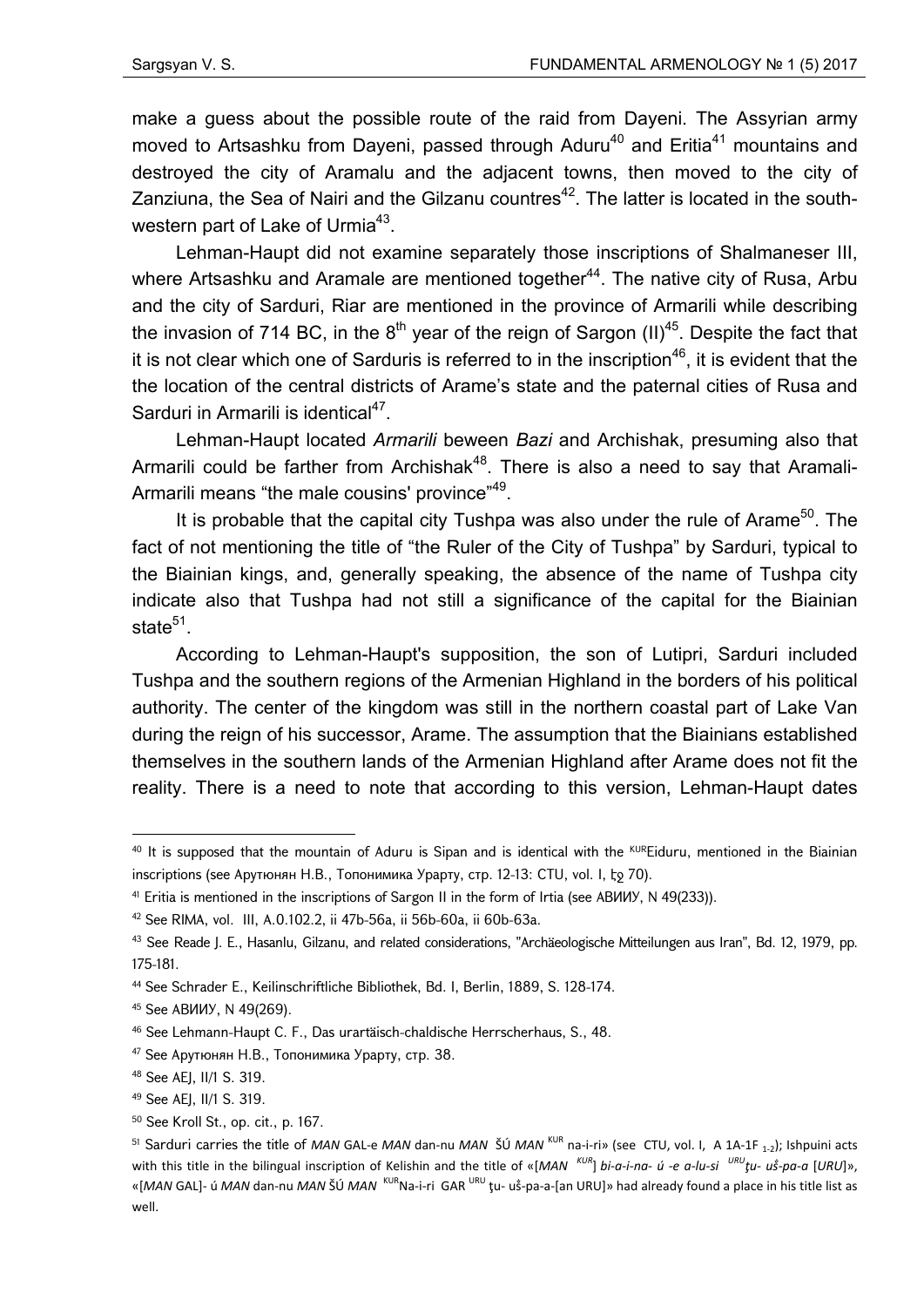make a guess about the possible route of the raid from Dayeni. The Assyrian army moved to Artsashku from Dayeni, passed through Aduru[40] and Eritia[41] mountains and destroyed the city of Aramalu and the adjacent towns, then moved to the city of Zanziuna, the Sea of Nairi and the Gilzanu countres[42]. The latter is located in the south-western part of Lake of Urmia[43].

Lehman-Haupt did not examine separately those inscriptions of Shalmaneser III, where Artsashku and Aramale are mentioned together[44]. The native city of Rusa, Arbu and the city of Sarduri, Riar are mentioned in the province of Armarili while describing the invasion of 714 BC, in the 8th year of the reign of Sargon (II)[45]. Despite the fact that it is not clear which one of Sarduris is referred to in the inscription[46], it is evident that the the location of the central districts of Arame's state and the paternal cities of Rusa and Sarduri in Armarili is identical[47].

Lehman-Haupt located *Armarili* beween *Bazi* and Archishak, presuming also that Armarili could be farther from Archishak[48]. There is also a need to say that Aramali-Armarili means "the male cousins' province"[49].

It is probable that the capital city Tushpa was also under the rule of Arame[50]. The fact of not mentioning the title of "the Ruler of the City of Tushpa" by Sarduri, typical to the Biainian kings, and, generally speaking, the absence of the name of Tushpa city indicate also that Tushpa had not still a significance of the capital for the Biainian state[51].

According to Lehman-Haupt's supposition, the son of Lutipri, Sarduri included Tushpa and the southern regions of the Armenian Highland in the borders of his political authority. The center of the kingdom was still in the northern coastal part of Lake Van during the reign of his successor, Arame. The assumption that the Biainians established themselves in the southern lands of the Armenian Highland after Arame does not fit the reality. There is a need to note that according to this version, Lehman-Haupt dates

---

[40] It is supposed that the mountain of Aduru is Sipan and is identical with the KUREiduru, mentioned in the Biainian inscriptions (see Арутюнян Н.В., Топонимика Урарту, стр. 12-13: CTU, vol. I, էջ 70).

[41] Eritia is mentioned in the inscriptions of Sargon II in the form of Irtia (see АВИИУ, N 49(233)).

[42] See RIMA, vol. III, A.0.102.2, ii 47b-56a, ii 56b-60a, ii 60b-63a.

[43] See Reade J. E., Hasanlu, Gilzanu, and related considerations, "Archäeologische Mitteilungen aus Iran", Bd. 12, 1979, pp. 175-181.

[44] See Schrader E., Keilinschriftliche Bibliothek, Bd. I, Berlin, 1889, S. 128-174.

[45] See АВИИУ, N 49(269).

[46] See Lehmann-Haupt C. F., Das urartäisch-chaldische Herrscherhaus, S., 48.

[47] See Арутюнян Н.В., Топонимика Урарту, стр. 38.

[48] See AEJ, II/1 S. 319.

[49] See AEJ, II/1 S. 319.

[50] See Kroll St., op. cit., p. 167.

[51] Sarduri carries the title of *MAN* GAL-e *MAN* dan-nu *MAN* ŠÚ *MAN* KUR na-i-ri» (see CTU, vol. I, A 1A-1F 1-2); Ishpuini acts with this title in the bilingual inscription of Kelishin and the title of «[*MAN* KUR] *bi-a-i-na- ú -e a-lu-si* URU*ṭu- uš-pa-a* [*URU*]», «[*MAN* GAL]- ú *MAN* dan-nu *MAN* ŠÚ *MAN* KURNa-i-ri GAR URU ṭu- uš-pa-a-[an URU]» had already found a place in his title list as well.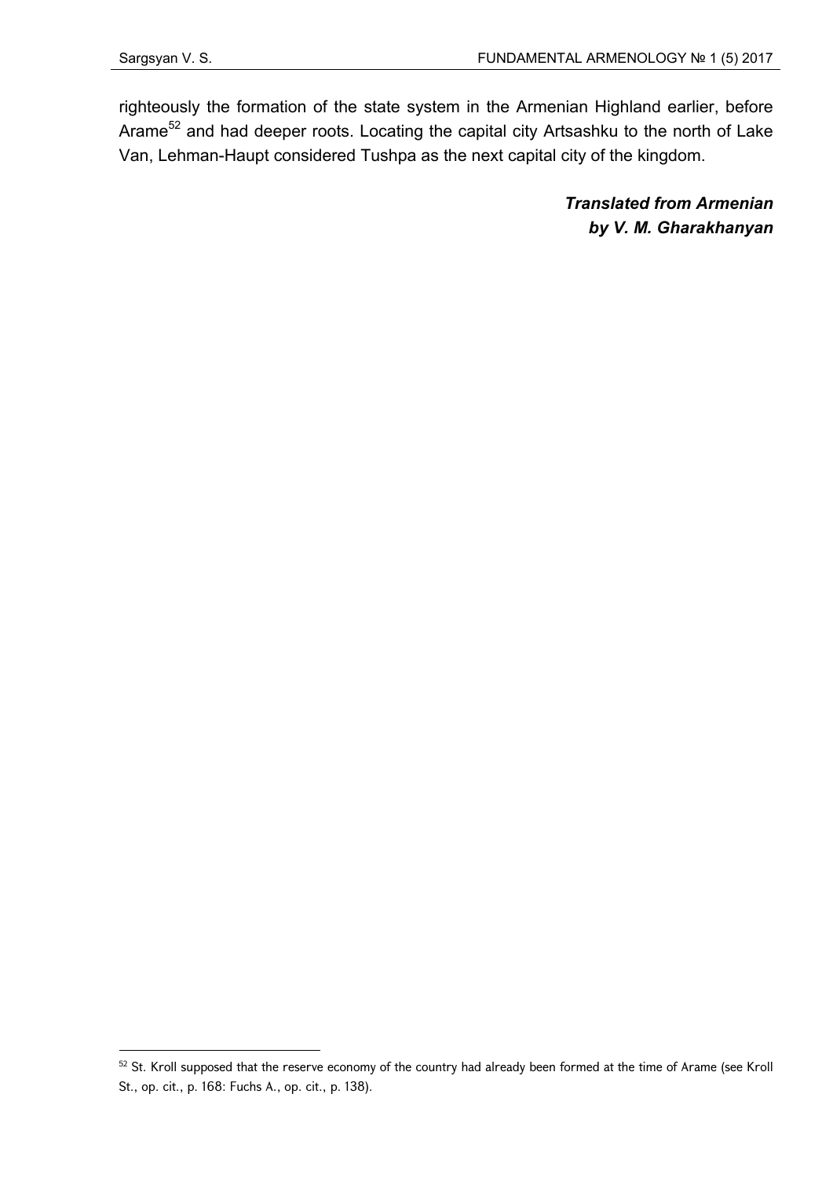righteously the formation of the state system in the Armenian Highland earlier, before Arame[52] and had deeper roots. Locating the capital city Artsashku to the north of Lake Van, Lehman-Haupt considered Tushpa as the next capital city of the kingdom.

***Translated from Armenian***
***by V. M. Gharakhanyan***

---

[52] St. Kroll supposed that the reserve economy of the country had already been formed at the time of Arame (see Kroll St., op. cit., p. 168: Fuchs A., op. cit., p. 138).